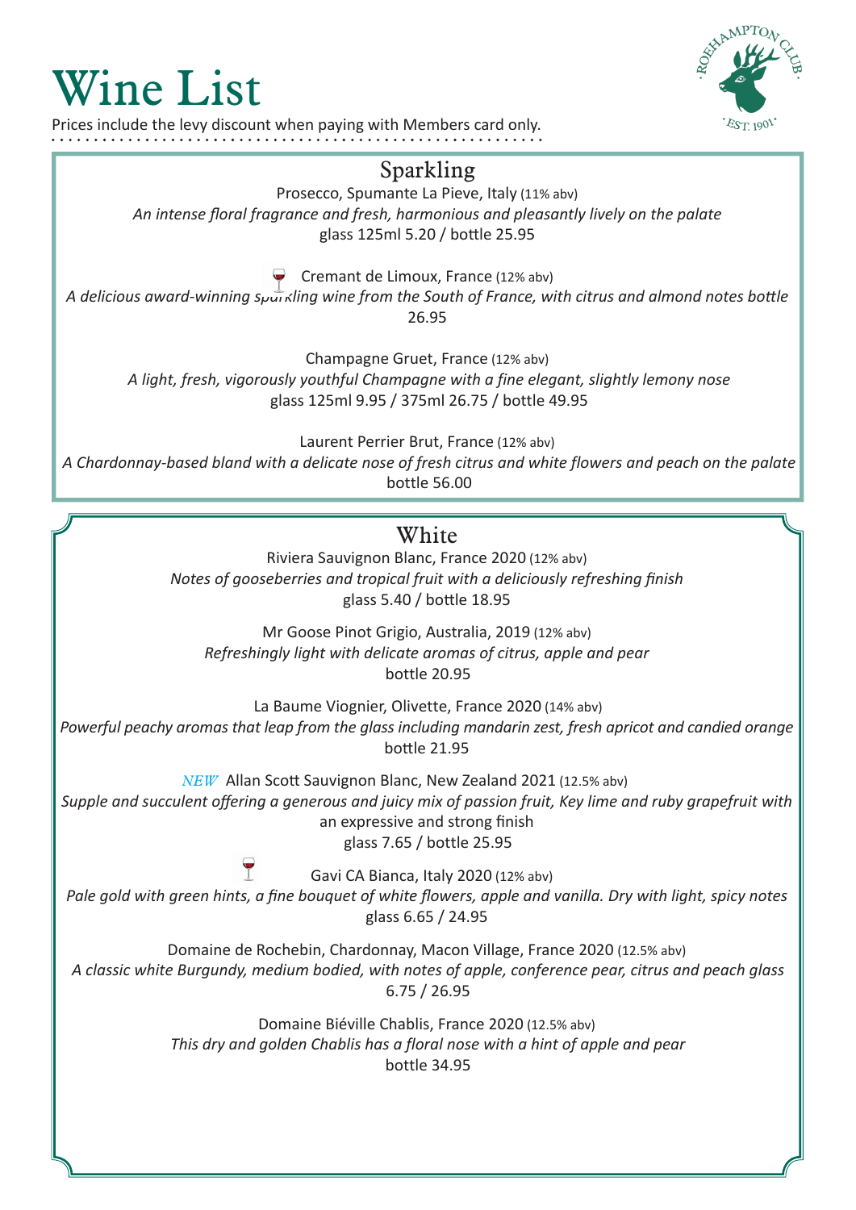# Wine List

Prices include the levy discount when paying with Members card only.

## Sparkling

Prosecco, Spumante La Pieve, Italy (11% abv)
*An intense floral fragrance and fresh, harmonious and pleasantly lively on the palate*
glass 125ml 5.20 / bottle 25.95

Cremant de Limoux, France (12% abv)
*A delicious award-winning sparkling wine from the South of France, with citrus and almond notes* bottle 26.95

Champagne Gruet, France (12% abv)
*A light, fresh, vigorously youthful Champagne with a fine elegant, slightly lemony nose*
glass 125ml 9.95 / 375ml 26.75 / bottle 49.95

Laurent Perrier Brut, France (12% abv)
*A Chardonnay-based bland with a delicate nose of fresh citrus and white flowers and peach on the palate*
bottle 56.00

## White

Riviera Sauvignon Blanc, France 2020 (12% abv)
*Notes of gooseberries and tropical fruit with a deliciously refreshing finish*
glass 5.40 / bottle 18.95

Mr Goose Pinot Grigio, Australia, 2019 (12% abv)
*Refreshingly light with delicate aromas of citrus, apple and pear*
bottle 20.95

La Baume Viognier, Olivette, France 2020 (14% abv)
*Powerful peachy aromas that leap from the glass including mandarin zest, fresh apricot and candied orange*
bottle 21.95

*NEW* Allan Scott Sauvignon Blanc, New Zealand 2021 (12.5% abv)
*Supple and succulent offering a generous and juicy mix of passion fruit, Key lime and ruby grapefruit with an expressive and strong finish*
glass 7.65 / bottle 25.95

Gavi CA Bianca, Italy 2020 (12% abv)
*Pale gold with green hints, a fine bouquet of white flowers, apple and vanilla. Dry with light, spicy notes*
glass 6.65 / 24.95

Domaine de Rochebin, Chardonnay, Macon Village, France 2020 (12.5% abv)
*A classic white Burgundy, medium bodied, with notes of apple, conference pear, citrus and peach* glass 6.75 / 26.95

Domaine Biéville Chablis, France 2020 (12.5% abv)
*This dry and golden Chablis has a floral nose with a hint of apple and pear*
bottle 34.95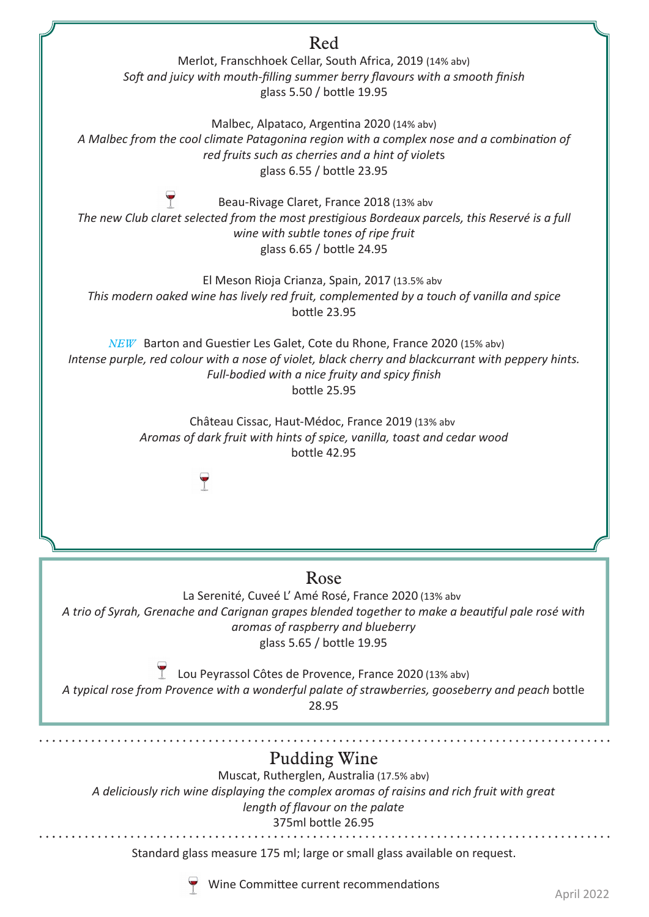## Red

Merlot, Franschhoek Cellar, South Africa, 2019 (14% abv)
*Soft and juicy with mouth-filling summer berry flavours with a smooth finish*
glass 5.50 / bottle 19.95

Malbec, Alpataco, Argentina 2020 (14% abv)
*A Malbec from the cool climate Patagonina region with a complex nose and a combination of red fruits such as cherries and a hint of violet*s
glass 6.55 / bottle 23.95

🍷 Beau-Rivage Claret, France 2018 (13% abv
*The new Club claret selected from the most prestigious Bordeaux parcels, this Reservé is a full wine with subtle tones of ripe fruit*
glass 6.65 / bottle 24.95

El Meson Rioja Crianza, Spain, 2017 (13.5% abv
*This modern oaked wine has lively red fruit, complemented by a touch of vanilla and spice*
bottle 23.95

*NEW* Barton and Guestier Les Galet, Cote du Rhone, France 2020 (15% abv)
*Intense purple, red colour with a nose of violet, black cherry and blackcurrant with peppery hints. Full-bodied with a nice fruity and spicy finish*
bottle 25.95

Château Cissac, Haut-Médoc, France 2019 (13% abv
*Aromas of dark fruit with hints of spice, vanilla, toast and cedar wood*
bottle 42.95

🍷

## Rose

La Serenité, Cuveé L' Amé Rosé, France 2020 (13% abv
*A trio of Syrah, Grenache and Carignan grapes blended together to make a beautiful pale rosé with aromas of raspberry and blueberry*
glass 5.65 / bottle 19.95

🍷 Lou Peyrassol Côtes de Provence, France 2020 (13% abv)
*A typical rose from Provence with a wonderful palate of strawberries, gooseberry and peach* bottle 28.95

## Pudding Wine

Muscat, Rutherglen, Australia (17.5% abv)
*A deliciously rich wine displaying the complex aromas of raisins and rich fruit with great length of flavour on the palate*
375ml bottle 26.95

Standard glass measure 175 ml; large or small glass available on request.

🍷 Wine Committee current recommendations

April 2022